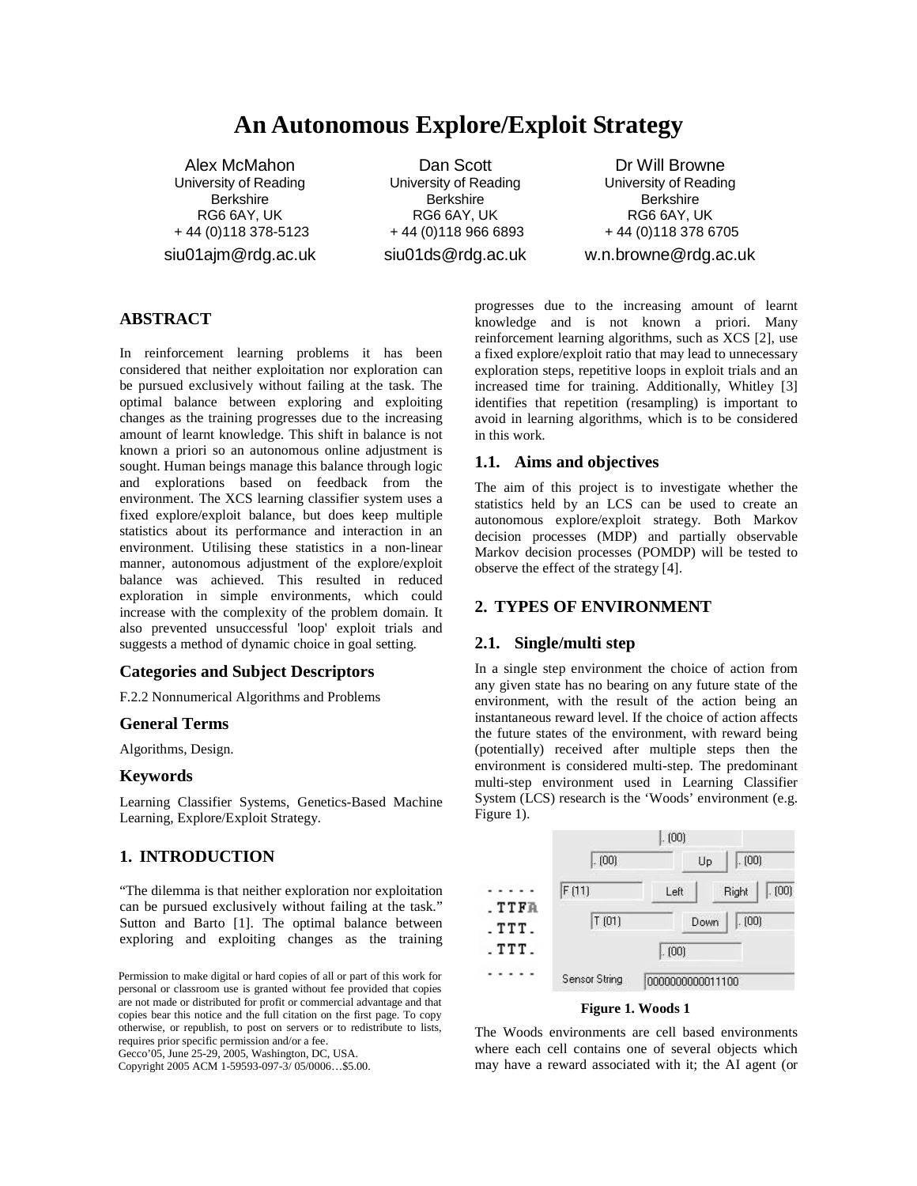# An Autonomous Explore/Exploit Strategy

Alex McMahon
University of Reading
Berkshire
RG6 6AY, UK
+ 44 (0)118 378-5123
siu01ajm@rdg.ac.uk

Dan Scott
University of Reading
Berkshire
RG6 6AY, UK
+ 44 (0)118 966 6893
siu01ds@rdg.ac.uk

Dr Will Browne
University of Reading
Berkshire
RG6 6AY, UK
+ 44 (0)118 378 6705
w.n.browne@rdg.ac.uk

## ABSTRACT

In reinforcement learning problems it has been considered that neither exploitation nor exploration can be pursued exclusively without failing at the task. The optimal balance between exploring and exploiting changes as the training progresses due to the increasing amount of learnt knowledge. This shift in balance is not known a priori so an autonomous online adjustment is sought. Human beings manage this balance through logic and explorations based on feedback from the environment. The XCS learning classifier system uses a fixed explore/exploit balance, but does keep multiple statistics about its performance and interaction in an environment. Utilising these statistics in a non-linear manner, autonomous adjustment of the explore/exploit balance was achieved. This resulted in reduced exploration in simple environments, which could increase with the complexity of the problem domain. It also prevented unsuccessful 'loop' exploit trials and suggests a method of dynamic choice in goal setting.

### Categories and Subject Descriptors

F.2.2 Nonnumerical Algorithms and Problems

### General Terms

Algorithms, Design.

### Keywords

Learning Classifier Systems, Genetics-Based Machine Learning, Explore/Exploit Strategy.

## 1. INTRODUCTION

"The dilemma is that neither exploration nor exploitation can be pursued exclusively without failing at the task." Sutton and Barto [1]. The optimal balance between exploring and exploiting changes as the training progresses due to the increasing amount of learnt knowledge and is not known a priori. Many reinforcement learning algorithms, such as XCS [2], use a fixed explore/exploit ratio that may lead to unnecessary exploration steps, repetitive loops in exploit trials and an increased time for training. Additionally, Whitley [3] identifies that repetition (resampling) is important to avoid in learning algorithms, which is to be considered in this work.

### 1.1. Aims and objectives

The aim of this project is to investigate whether the statistics held by an LCS can be used to create an autonomous explore/exploit strategy. Both Markov decision processes (MDP) and partially observable Markov decision processes (POMDP) will be tested to observe the effect of the strategy [4].

## 2. TYPES OF ENVIRONMENT

### 2.1. Single/multi step

In a single step environment the choice of action from any given state has no bearing on any future state of the environment, with the result of the action being an instantaneous reward level. If the choice of action affects the future states of the environment, with reward being (potentially) received after multiple steps then the environment is considered multi-step. The predominant multi-step environment used in Learning Classifier System (LCS) research is the 'Woods' environment (e.g. Figure 1).

```
. . . . .
. T T F A
. T T T .
. T T T .
. . . . .
```

| | . (00) | |
|---|---|---|
| . (00) | Up | . (00) |
| F (11) | Left | Right . (00) |
| T (01) | Down | . (00) |
| | . (00) | |

Sensor String: 0000000000011100

**Figure 1. Woods 1**

The Woods environments are cell based environments where each cell contains one of several objects which may have a reward associated with it; the AI agent (or

Permission to make digital or hard copies of all or part of this work for personal or classroom use is granted without fee provided that copies are not made or distributed for profit or commercial advantage and that copies bear this notice and the full citation on the first page. To copy otherwise, or republish, to post on servers or to redistribute to lists, requires prior specific permission and/or a fee.
Gecco'05, June 25-29, 2005, Washington, DC, USA.
Copyright 2005 ACM 1-59593-097-3/ 05/0006…$5.00.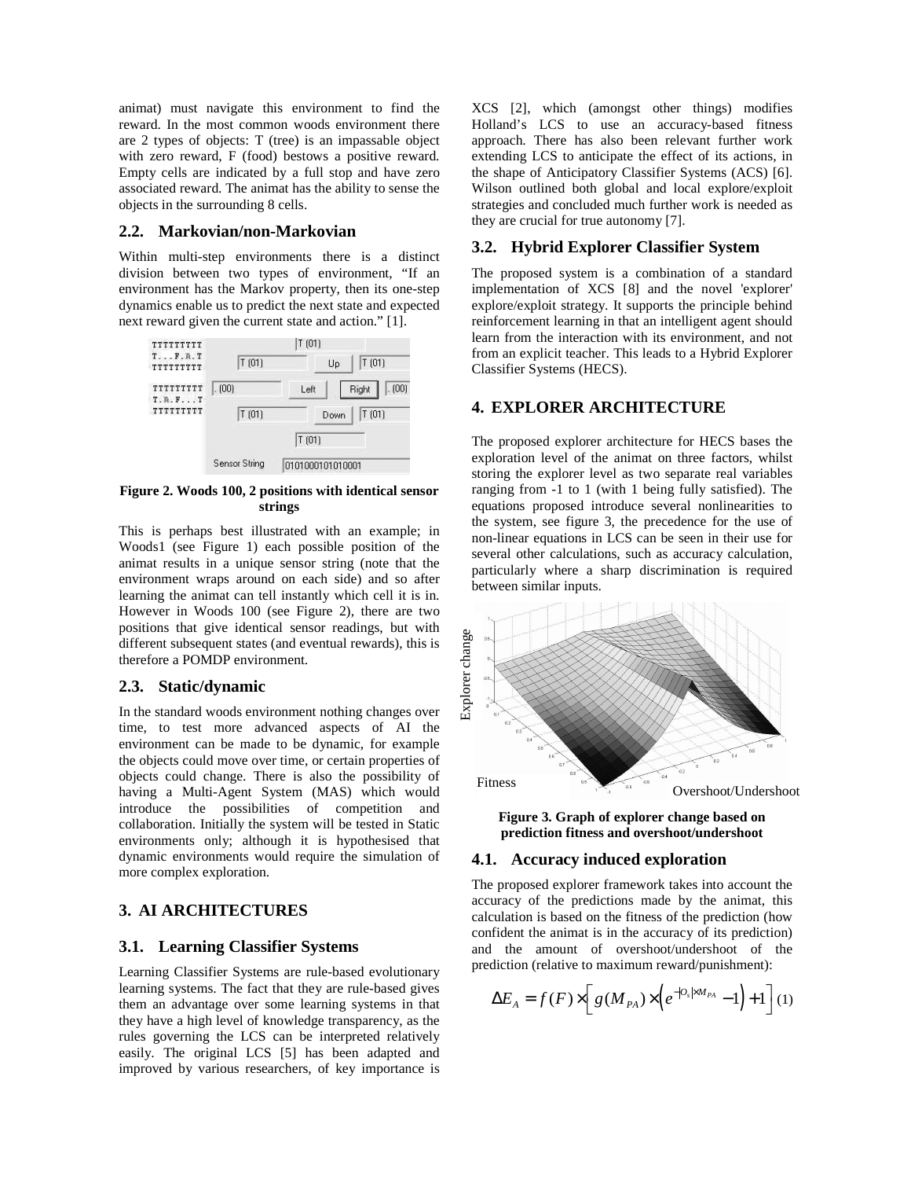animat) must navigate this environment to find the reward. In the most common woods environment there are 2 types of objects: T (tree) is an impassable object with zero reward, F (food) bestows a positive reward. Empty cells are indicated by a full stop and have zero associated reward. The animat has the ability to sense the objects in the surrounding 8 cells.

## 2.2. Markovian/non-Markovian

Within multi-step environments there is a distinct division between two types of environment, "If an environment has the Markov property, then its one-step dynamics enable us to predict the next state and expected next reward given the current state and action." [1].

**Figure 2. Woods 100, 2 positions with identical sensor strings**

This is perhaps best illustrated with an example; in Woods1 (see Figure 1) each possible position of the animat results in a unique sensor string (note that the environment wraps around on each side) and so after learning the animat can tell instantly which cell it is in. However in Woods 100 (see Figure 2), there are two positions that give identical sensor readings, but with different subsequent states (and eventual rewards), this is therefore a POMDP environment.

## 2.3. Static/dynamic

In the standard woods environment nothing changes over time, to test more advanced aspects of AI the environment can be made to be dynamic, for example the objects could move over time, or certain properties of objects could change. There is also the possibility of having a Multi-Agent System (MAS) which would introduce the possibilities of competition and collaboration. Initially the system will be tested in Static environments only; although it is hypothesised that dynamic environments would require the simulation of more complex exploration.

# 3. AI ARCHITECTURES

## 3.1. Learning Classifier Systems

Learning Classifier Systems are rule-based evolutionary learning systems. The fact that they are rule-based gives them an advantage over some learning systems in that they have a high level of knowledge transparency, as the rules governing the LCS can be interpreted relatively easily. The original LCS [5] has been adapted and improved by various researchers, of key importance is XCS [2], which (amongst other things) modifies Holland's LCS to use an accuracy-based fitness approach. There has also been relevant further work extending LCS to anticipate the effect of its actions, in the shape of Anticipatory Classifier Systems (ACS) [6]. Wilson outlined both global and local explore/exploit strategies and concluded much further work is needed as they are crucial for true autonomy [7].

## 3.2. Hybrid Explorer Classifier System

The proposed system is a combination of a standard implementation of XCS [8] and the novel 'explorer' explore/exploit strategy. It supports the principle behind reinforcement learning in that an intelligent agent should learn from the interaction with its environment, and not from an explicit teacher. This leads to a Hybrid Explorer Classifier Systems (HECS).

# 4. EXPLORER ARCHITECTURE

The proposed explorer architecture for HECS bases the exploration level of the animat on three factors, whilst storing the explorer level as two separate real variables ranging from -1 to 1 (with 1 being fully satisfied). The equations proposed introduce several nonlinearities to the system, see figure 3, the precedence for the use of non-linear equations in LCS can be seen in their use for several other calculations, such as accuracy calculation, particularly where a sharp discrimination is required between similar inputs.

**Figure 3. Graph of explorer change based on prediction fitness and overshoot/undershoot**

## 4.1. Accuracy induced exploration

The proposed explorer framework takes into account the accuracy of the predictions made by the animat, this calculation is based on the fitness of the prediction (how confident the animat is in the accuracy of its prediction) and the amount of overshoot/undershoot of the prediction (relative to maximum reward/punishment):

$$\Delta E_A = f(F) \times \left[ g(M_{PA}) \times \left( e^{-|O_s| \times M_{PA}} - 1 \right) + 1 \right] \quad (1)$$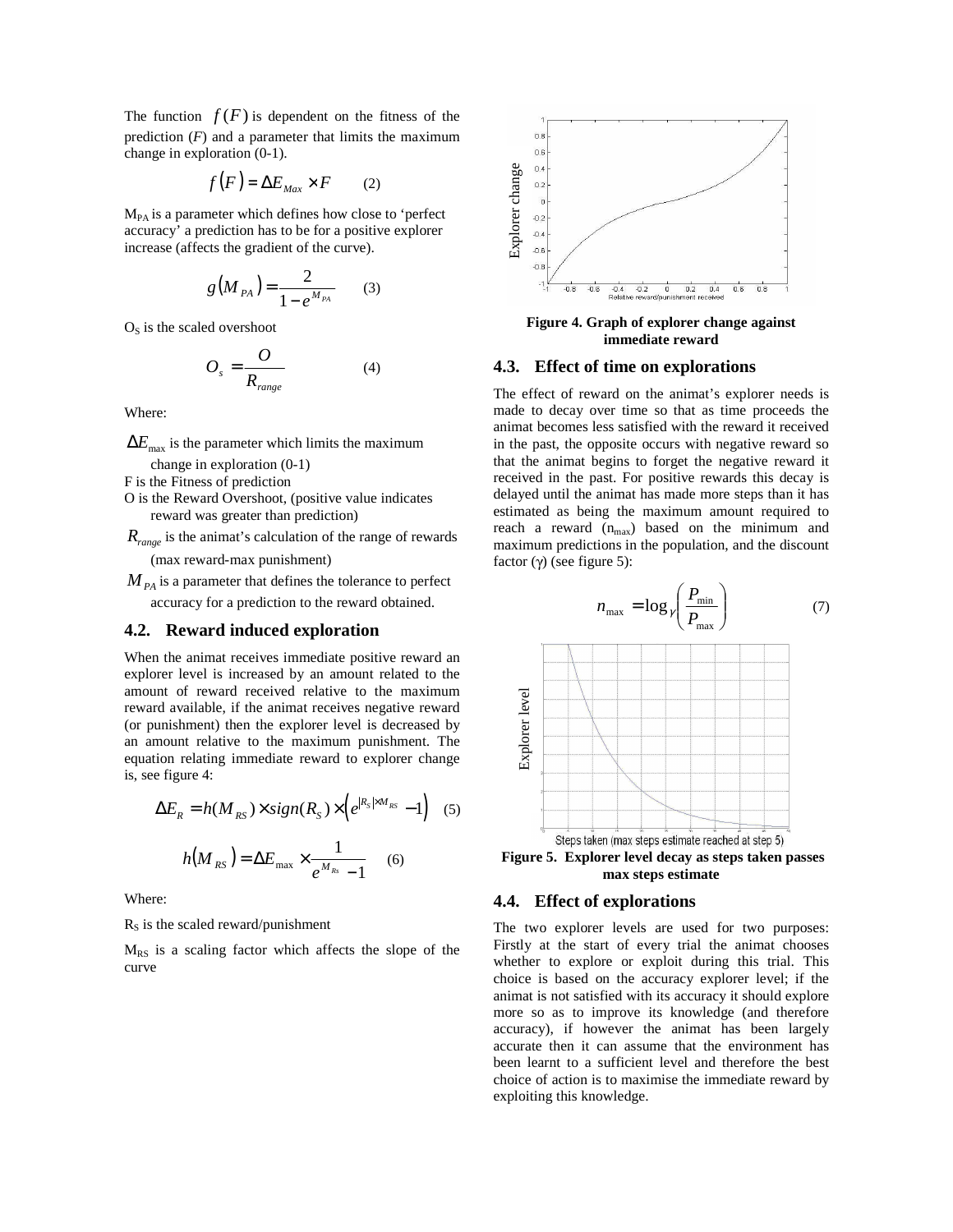The function $f(F)$ is dependent on the fitness of the prediction ($F$) and a parameter that limits the maximum change in exploration (0-1).

$$f(F) = \Delta E_{Max} \times F \qquad (2)$$

$M_{PA}$ is a parameter which defines how close to 'perfect accuracy' a prediction has to be for a positive explorer increase (affects the gradient of the curve).

$$g(M_{PA}) = \frac{2}{1 - e^{M_{PA}}} \qquad (3)$$

$O_S$ is the scaled overshoot

$$O_s = \frac{O}{R_{range}} \qquad (4)$$

Where:

$\Delta E_{\max}$ is the parameter which limits the maximum change in exploration (0-1)

F is the Fitness of prediction

O is the Reward Overshoot, (positive value indicates reward was greater than prediction)

$R_{range}$ is the animat's calculation of the range of rewards (max reward-max punishment)

$M_{PA}$ is a parameter that defines the tolerance to perfect accuracy for a prediction to the reward obtained.

### 4.2. Reward induced exploration

When the animat receives immediate positive reward an explorer level is increased by an amount related to the amount of reward received relative to the maximum reward available, if the animat receives negative reward (or punishment) then the explorer level is decreased by an amount relative to the maximum punishment. The equation relating immediate reward to explorer change is, see figure 4:

$$\Delta E_R = h(M_{RS}) \times sign(R_S) \times \left(e^{|R_S| \times M_{RS}} - 1\right) \quad (5)$$

$$h(M_{RS}) = \Delta E_{\max} \times \frac{1}{e^{M_{Rs}} - 1} \quad (6)$$

Where:

$R_S$ is the scaled reward/punishment

$M_{RS}$ is a scaling factor which affects the slope of the curve

**Figure 4. Graph of explorer change against immediate reward**

### 4.3. Effect of time on explorations

The effect of reward on the animat's explorer needs is made to decay over time so that as time proceeds the animat becomes less satisfied with the reward it received in the past, the opposite occurs with negative reward so that the animat begins to forget the negative reward it received in the past. For positive rewards this decay is delayed until the animat has made more steps than it has estimated as being the maximum amount required to reach a reward ($n_{max}$) based on the minimum and maximum predictions in the population, and the discount factor ($\gamma$) (see figure 5):

$$n_{\max} = \log_{\gamma}\left(\frac{P_{\min}}{P_{\max}}\right) \qquad (7)$$

**Figure 5. Explorer level decay as steps taken passes max steps estimate**

### 4.4. Effect of explorations

The two explorer levels are used for two purposes: Firstly at the start of every trial the animat chooses whether to explore or exploit during this trial. This choice is based on the accuracy explorer level; if the animat is not satisfied with its accuracy it should explore more so as to improve its knowledge (and therefore accuracy), if however the animat has been largely accurate then it can assume that the environment has been learnt to a sufficient level and therefore the best choice of action is to maximise the immediate reward by exploiting this knowledge.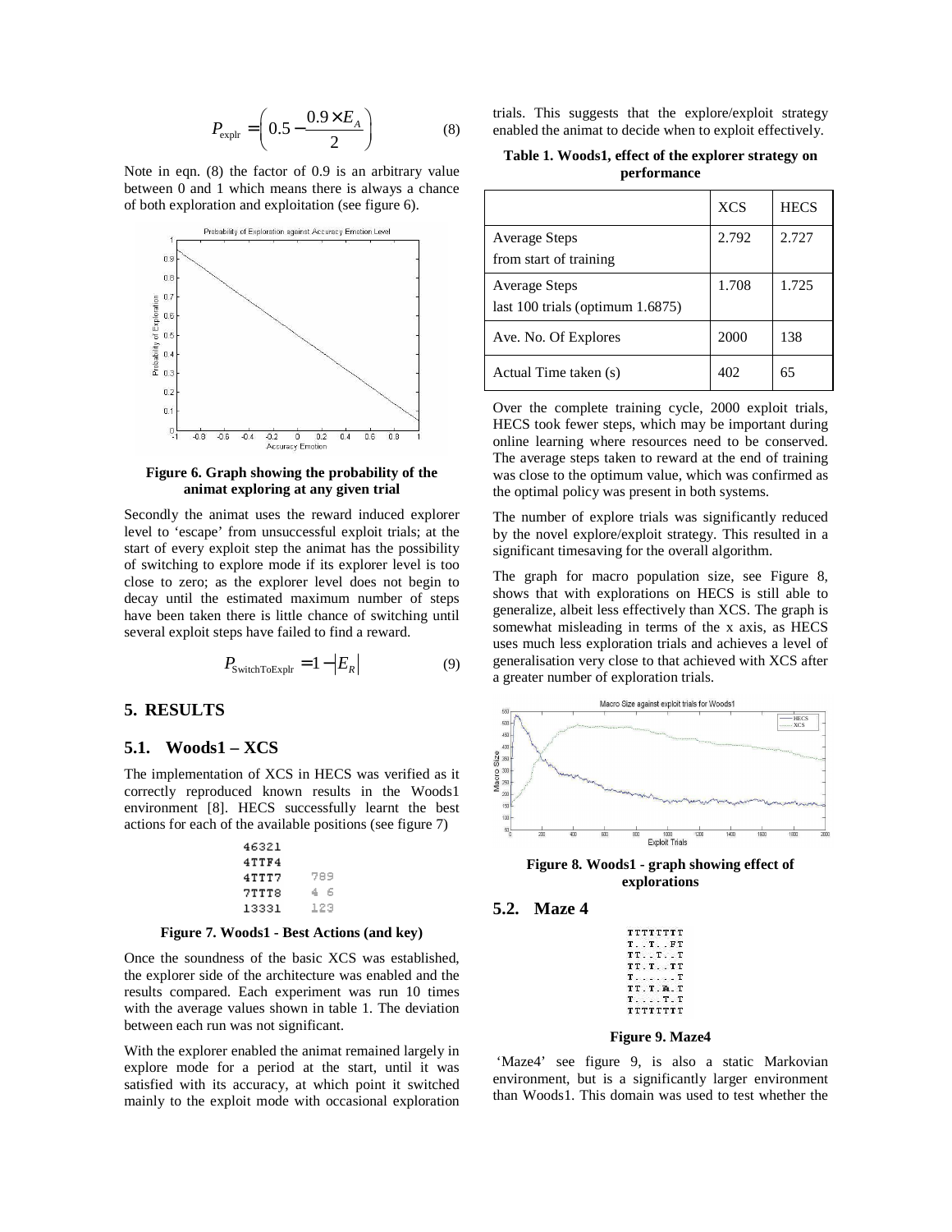$$P_{\text{explr}} = \left(0.5 - \frac{0.9 \times E_A}{2}\right) \qquad (8)$$

Note in eqn. (8) the factor of 0.9 is an arbitrary value between 0 and 1 which means there is always a chance of both exploration and exploitation (see figure 6).

**Figure 6. Graph showing the probability of the animat exploring at any given trial**

Secondly the animat uses the reward induced explorer level to 'escape' from unsuccessful exploit trials; at the start of every exploit step the animat has the possibility of switching to explore mode if its explorer level is too close to zero; as the explorer level does not begin to decay until the estimated maximum number of steps have been taken there is little chance of switching until several exploit steps have failed to find a reward.

$$P_{\text{SwitchToExplr}} = 1 - |E_R| \qquad (9)$$

## 5. RESULTS

### 5.1. Woods1 – XCS

The implementation of XCS in HECS was verified as it correctly reproduced known results in the Woods1 environment [8]. HECS successfully learnt the best actions for each of the available positions (see figure 7)

```
46321
4TTF4
4TTT7    789
7TTT8    4 6
13331    123
```

**Figure 7. Woods1 - Best Actions (and key)**

Once the soundness of the basic XCS was established, the explorer side of the architecture was enabled and the results compared. Each experiment was run 10 times with the average values shown in table 1. The deviation between each run was not significant.

With the explorer enabled the animat remained largely in explore mode for a period at the start, until it was satisfied with its accuracy, at which point it switched mainly to the exploit mode with occasional exploration trials. This suggests that the explore/exploit strategy enabled the animat to decide when to exploit effectively.

**Table 1. Woods1, effect of the explorer strategy on performance**

| | XCS | HECS |
|---|---|---|
| Average Steps from start of training | 2.792 | 2.727 |
| Average Steps last 100 trials (optimum 1.6875) | 1.708 | 1.725 |
| Ave. No. Of Explores | 2000 | 138 |
| Actual Time taken (s) | 402 | 65 |

Over the complete training cycle, 2000 exploit trials, HECS took fewer steps, which may be important during online learning where resources need to be conserved. The average steps taken to reward at the end of training was close to the optimum value, which was confirmed as the optimal policy was present in both systems.

The number of explore trials was significantly reduced by the novel explore/exploit strategy. This resulted in a significant timesaving for the overall algorithm.

The graph for macro population size, see Figure 8, shows that with explorations on HECS is still able to generalize, albeit less effectively than XCS. The graph is somewhat misleading in terms of the x axis, as HECS uses much less exploration trials and achieves a level of generalisation very close to that achieved with XCS after a greater number of exploration trials.

**Figure 8. Woods1 - graph showing effect of explorations**

### 5.2. Maze 4

```
TTTTTTTT
T..T..FT
TT..T..T
TT.T..TT
T......T
TT.T.A.T
T....T.T
TTTTTTTT
```

**Figure 9. Maze4**

'Maze4' see figure 9, is also a static Markovian environment, but is a significantly larger environment than Woods1. This domain was used to test whether the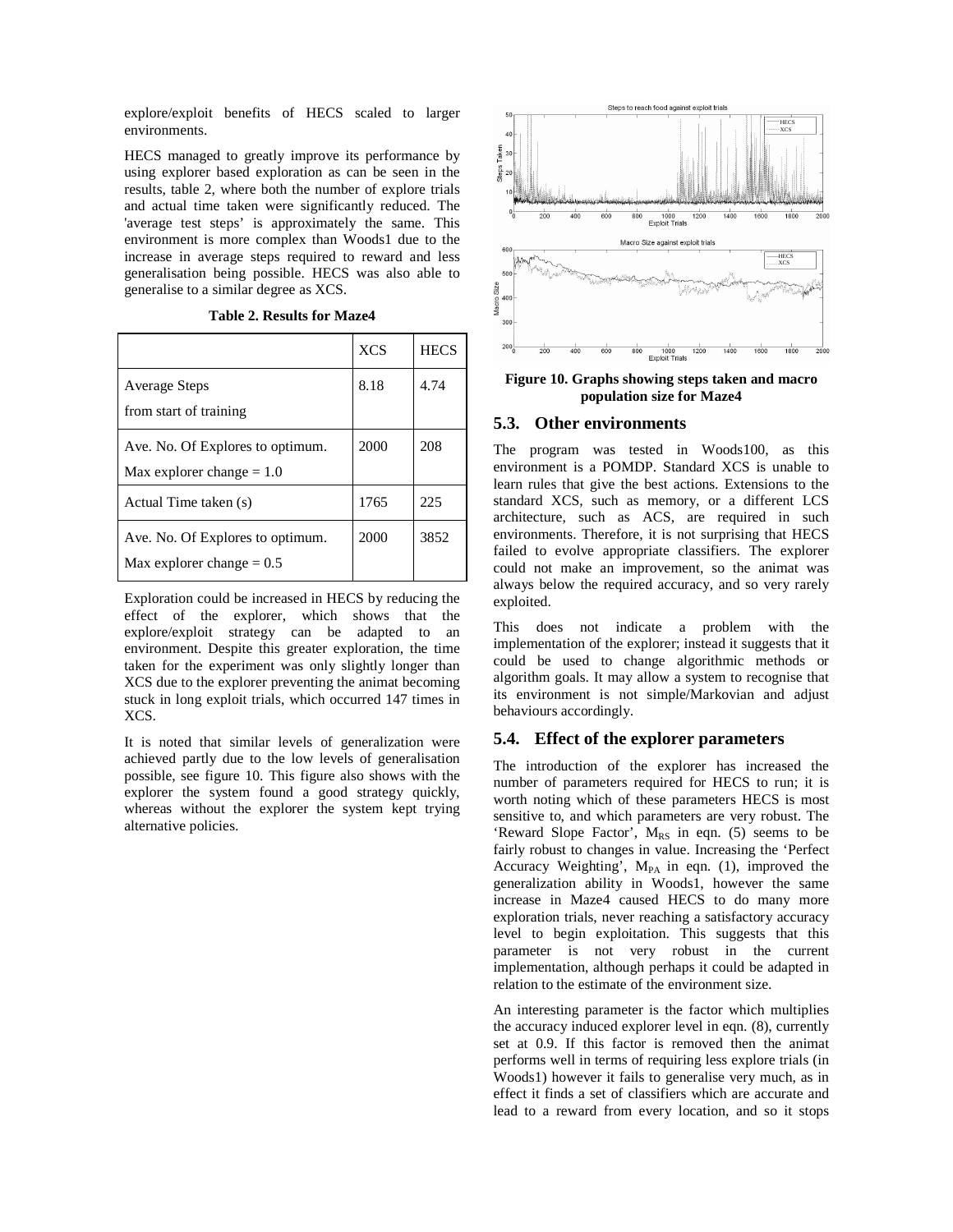explore/exploit benefits of HECS scaled to larger environments.

HECS managed to greatly improve its performance by using explorer based exploration as can be seen in the results, table 2, where both the number of explore trials and actual time taken were significantly reduced. The 'average test steps' is approximately the same. This environment is more complex than Woods1 due to the increase in average steps required to reward and less generalisation being possible. HECS was also able to generalise to a similar degree as XCS.

**Table 2. Results for Maze4**

| | XCS | HECS |
|---|---|---|
| Average Steps from start of training | 8.18 | 4.74 |
| Ave. No. Of Explores to optimum. Max explorer change = 1.0 | 2000 | 208 |
| Actual Time taken (s) | 1765 | 225 |
| Ave. No. Of Explores to optimum. Max explorer change = 0.5 | 2000 | 3852 |

Exploration could be increased in HECS by reducing the effect of the explorer, which shows that the explore/exploit strategy can be adapted to an environment. Despite this greater exploration, the time taken for the experiment was only slightly longer than XCS due to the explorer preventing the animat becoming stuck in long exploit trials, which occurred 147 times in XCS.

It is noted that similar levels of generalization were achieved partly due to the low levels of generalisation possible, see figure 10. This figure also shows with the explorer the system found a good strategy quickly, whereas without the explorer the system kept trying alternative policies.

**Figure 10. Graphs showing steps taken and macro population size for Maze4**

## 5.3. Other environments

The program was tested in Woods100, as this environment is a POMDP. Standard XCS is unable to learn rules that give the best actions. Extensions to the standard XCS, such as memory, or a different LCS architecture, such as ACS, are required in such environments. Therefore, it is not surprising that HECS failed to evolve appropriate classifiers. The explorer could not make an improvement, so the animat was always below the required accuracy, and so very rarely exploited.

This does not indicate a problem with the implementation of the explorer; instead it suggests that it could be used to change algorithmic methods or algorithm goals. It may allow a system to recognise that its environment is not simple/Markovian and adjust behaviours accordingly.

## 5.4. Effect of the explorer parameters

The introduction of the explorer has increased the number of parameters required for HECS to run; it is worth noting which of these parameters HECS is most sensitive to, and which parameters are very robust. The 'Reward Slope Factor', $M_{RS}$ in eqn. (5) seems to be fairly robust to changes in value. Increasing the 'Perfect Accuracy Weighting', $M_{PA}$ in eqn. (1), improved the generalization ability in Woods1, however the same increase in Maze4 caused HECS to do many more exploration trials, never reaching a satisfactory accuracy level to begin exploitation. This suggests that this parameter is not very robust in the current implementation, although perhaps it could be adapted in relation to the estimate of the environment size.

An interesting parameter is the factor which multiplies the accuracy induced explorer level in eqn. (8), currently set at 0.9. If this factor is removed then the animat performs well in terms of requiring less explore trials (in Woods1) however it fails to generalise very much, as in effect it finds a set of classifiers which are accurate and lead to a reward from every location, and so it stops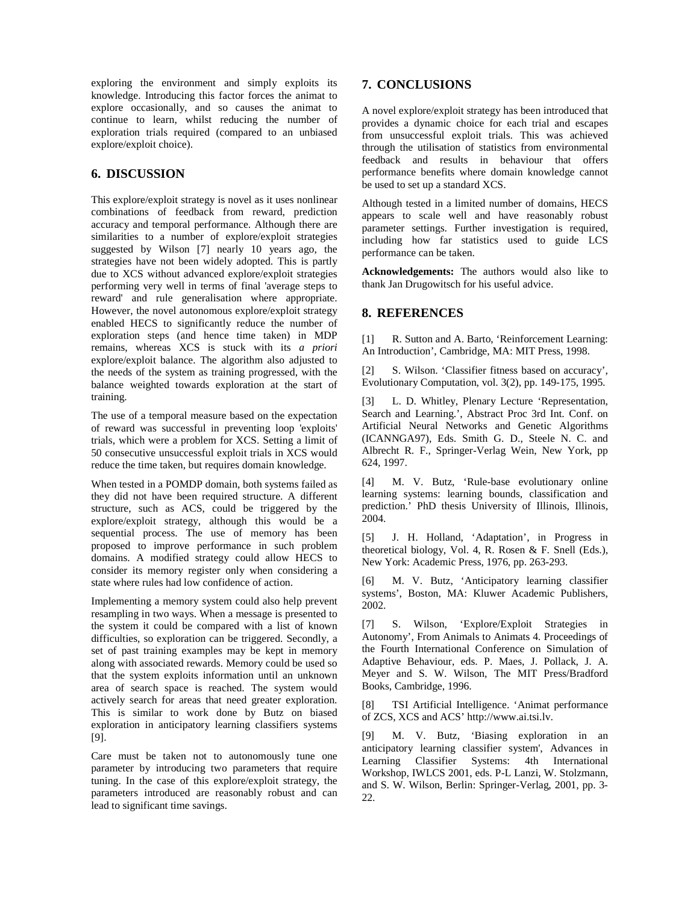exploring the environment and simply exploits its knowledge. Introducing this factor forces the animat to explore occasionally, and so causes the animat to continue to learn, whilst reducing the number of exploration trials required (compared to an unbiased explore/exploit choice).

## 6. DISCUSSION

This explore/exploit strategy is novel as it uses nonlinear combinations of feedback from reward, prediction accuracy and temporal performance. Although there are similarities to a number of explore/exploit strategies suggested by Wilson [7] nearly 10 years ago, the strategies have not been widely adopted. This is partly due to XCS without advanced explore/exploit strategies performing very well in terms of final 'average steps to reward' and rule generalisation where appropriate. However, the novel autonomous explore/exploit strategy enabled HECS to significantly reduce the number of exploration steps (and hence time taken) in MDP remains, whereas XCS is stuck with its *a priori* explore/exploit balance. The algorithm also adjusted to the needs of the system as training progressed, with the balance weighted towards exploration at the start of training.

The use of a temporal measure based on the expectation of reward was successful in preventing loop 'exploits' trials, which were a problem for XCS. Setting a limit of 50 consecutive unsuccessful exploit trials in XCS would reduce the time taken, but requires domain knowledge.

When tested in a POMDP domain, both systems failed as they did not have been required structure. A different structure, such as ACS, could be triggered by the explore/exploit strategy, although this would be a sequential process. The use of memory has been proposed to improve performance in such problem domains. A modified strategy could allow HECS to consider its memory register only when considering a state where rules had low confidence of action.

Implementing a memory system could also help prevent resampling in two ways. When a message is presented to the system it could be compared with a list of known difficulties, so exploration can be triggered. Secondly, a set of past training examples may be kept in memory along with associated rewards. Memory could be used so that the system exploits information until an unknown area of search space is reached. The system would actively search for areas that need greater exploration. This is similar to work done by Butz on biased exploration in anticipatory learning classifiers systems [9].

Care must be taken not to autonomously tune one parameter by introducing two parameters that require tuning. In the case of this explore/exploit strategy, the parameters introduced are reasonably robust and can lead to significant time savings.

## 7. CONCLUSIONS

A novel explore/exploit strategy has been introduced that provides a dynamic choice for each trial and escapes from unsuccessful exploit trials. This was achieved through the utilisation of statistics from environmental feedback and results in behaviour that offers performance benefits where domain knowledge cannot be used to set up a standard XCS.

Although tested in a limited number of domains, HECS appears to scale well and have reasonably robust parameter settings. Further investigation is required, including how far statistics used to guide LCS performance can be taken.

**Acknowledgements:** The authors would also like to thank Jan Drugowitsch for his useful advice.

## 8. REFERENCES

[1] R. Sutton and A. Barto, 'Reinforcement Learning: An Introduction', Cambridge, MA: MIT Press, 1998.

[2] S. Wilson. 'Classifier fitness based on accuracy', Evolutionary Computation, vol. 3(2), pp. 149-175, 1995.

[3] L. D. Whitley, Plenary Lecture 'Representation, Search and Learning.', Abstract Proc 3rd Int. Conf. on Artificial Neural Networks and Genetic Algorithms (ICANNGA97), Eds. Smith G. D., Steele N. C. and Albrecht R. F., Springer-Verlag Wein, New York, pp 624, 1997.

[4] M. V. Butz, 'Rule-base evolutionary online learning systems: learning bounds, classification and prediction.' PhD thesis University of Illinois, Illinois, 2004.

[5] J. H. Holland, 'Adaptation', in Progress in theoretical biology, Vol. 4, R. Rosen & F. Snell (Eds.), New York: Academic Press, 1976, pp. 263-293.

[6] M. V. Butz, 'Anticipatory learning classifier systems', Boston, MA: Kluwer Academic Publishers, 2002.

[7] S. Wilson, 'Explore/Exploit Strategies in Autonomy', From Animals to Animats 4. Proceedings of the Fourth International Conference on Simulation of Adaptive Behaviour, eds. P. Maes, J. Pollack, J. A. Meyer and S. W. Wilson, The MIT Press/Bradford Books, Cambridge, 1996.

[8] TSI Artificial Intelligence. 'Animat performance of ZCS, XCS and ACS' http://www.ai.tsi.lv.

[9] M. V. Butz, 'Biasing exploration in an anticipatory learning classifier system', Advances in Learning Classifier Systems: 4th International Workshop, IWLCS 2001, eds. P-L Lanzi, W. Stolzmann, and S. W. Wilson, Berlin: Springer-Verlag, 2001, pp. 3-22.